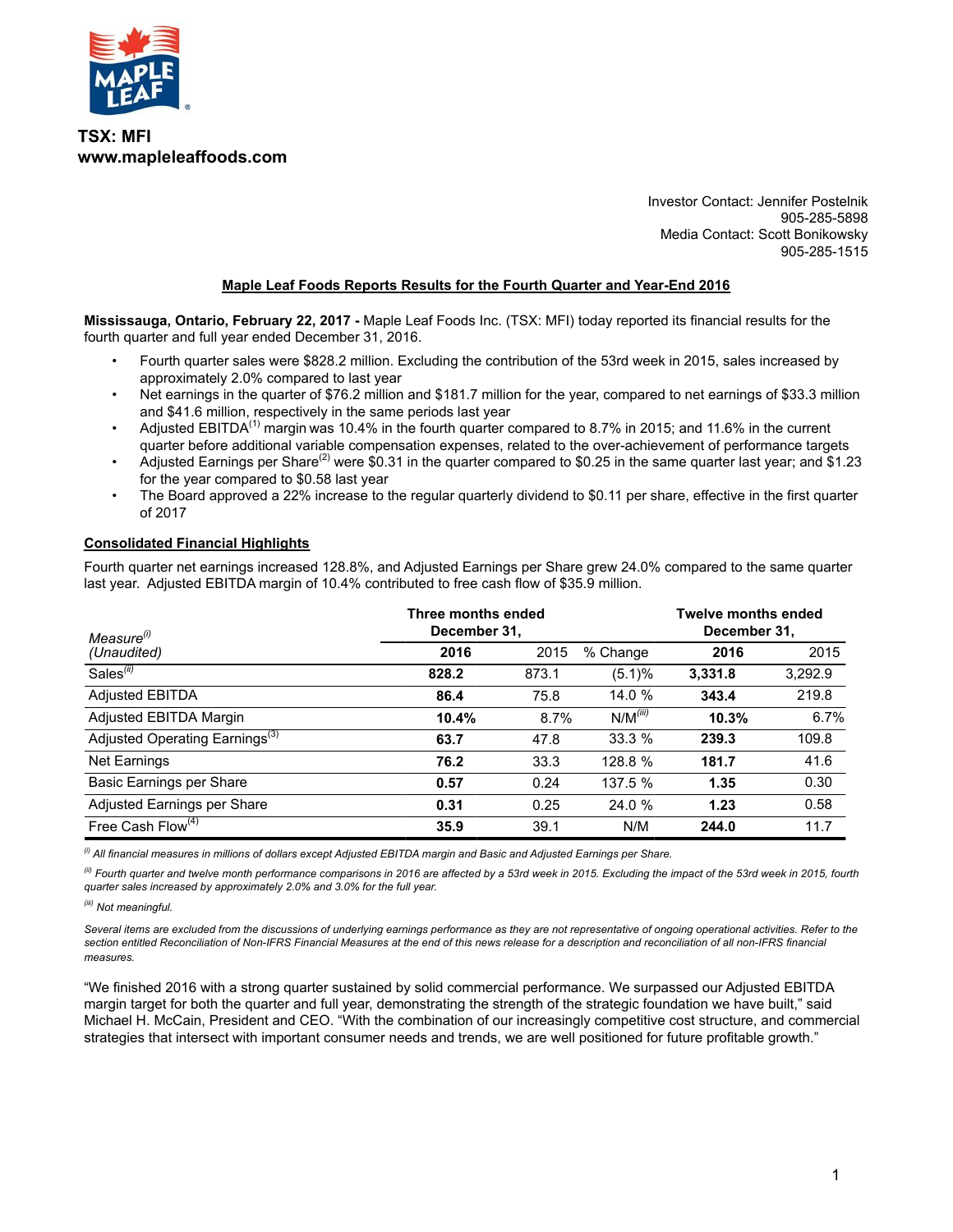TSX: MFI
www.mapleleaffoods.com

Investor Contact: Jennifer Postelnik
905-285-5898
Media Contact: Scott Bonikowsky
905-285-1515

## Maple Leaf Foods Reports Results for the Fourth Quarter and Year-End 2016

**Mississauga, Ontario, February 22, 2017 -** Maple Leaf Foods Inc. (TSX: MFI) today reported its financial results for the fourth quarter and full year ended December 31, 2016.

- Fourth quarter sales were $828.2 million. Excluding the contribution of the 53rd week in 2015, sales increased by approximately 2.0% compared to last year
- Net earnings in the quarter of $76.2 million and $181.7 million for the year, compared to net earnings of $33.3 million and $41.6 million, respectively in the same periods last year
- Adjusted EBITDA[1] margin was 10.4% in the fourth quarter compared to 8.7% in 2015; and 11.6% in the current quarter before additional variable compensation expenses, related to the over-achievement of performance targets
- Adjusted Earnings per Share[2] were $0.31 in the quarter compared to $0.25 in the same quarter last year; and $1.23 for the year compared to $0.58 last year
- The Board approved a 22% increase to the regular quarterly dividend to $0.11 per share, effective in the first quarter of 2017

### Consolidated Financial Highlights

Fourth quarter net earnings increased 128.8%, and Adjusted Earnings per Share grew 24.0% compared to the same quarter last year. Adjusted EBITDA margin of 10.4% contributed to free cash flow of $35.9 million.

| *Measure*[i] *(Unaudited)* | Three months ended December 31, | | | Twelve months ended December 31, | |
|---|---|---|---|---|---|
| | **2016** | 2015 | % Change | **2016** | 2015 |
| Sales[ii] | **828.2** | 873.1 | (5.1)% | **3,331.8** | 3,292.9 |
| Adjusted EBITDA | **86.4** | 75.8 | 14.0 % | **343.4** | 219.8 |
| Adjusted EBITDA Margin | **10.4%** | 8.7% | N/M[iii] | **10.3%** | 6.7% |
| Adjusted Operating Earnings[3] | **63.7** | 47.8 | 33.3 % | **239.3** | 109.8 |
| Net Earnings | **76.2** | 33.3 | 128.8 % | **181.7** | 41.6 |
| Basic Earnings per Share | **0.57** | 0.24 | 137.5 % | **1.35** | 0.30 |
| Adjusted Earnings per Share | **0.31** | 0.25 | 24.0 % | **1.23** | 0.58 |
| Free Cash Flow[4] | **35.9** | 39.1 | N/M | **244.0** | 11.7 |

*[i] All financial measures in millions of dollars except Adjusted EBITDA margin and Basic and Adjusted Earnings per Share.*

*[ii] Fourth quarter and twelve month performance comparisons in 2016 are affected by a 53rd week in 2015. Excluding the impact of the 53rd week in 2015, fourth quarter sales increased by approximately 2.0% and 3.0% for the full year.*

*[iii] Not meaningful.*

*Several items are excluded from the discussions of underlying earnings performance as they are not representative of ongoing operational activities. Refer to the section entitled Reconciliation of Non-IFRS Financial Measures at the end of this news release for a description and reconciliation of all non-IFRS financial measures.*

"We finished 2016 with a strong quarter sustained by solid commercial performance. We surpassed our Adjusted EBITDA margin target for both the quarter and full year, demonstrating the strength of the strategic foundation we have built," said Michael H. McCain, President and CEO. "With the combination of our increasingly competitive cost structure, and commercial strategies that intersect with important consumer needs and trends, we are well positioned for future profitable growth."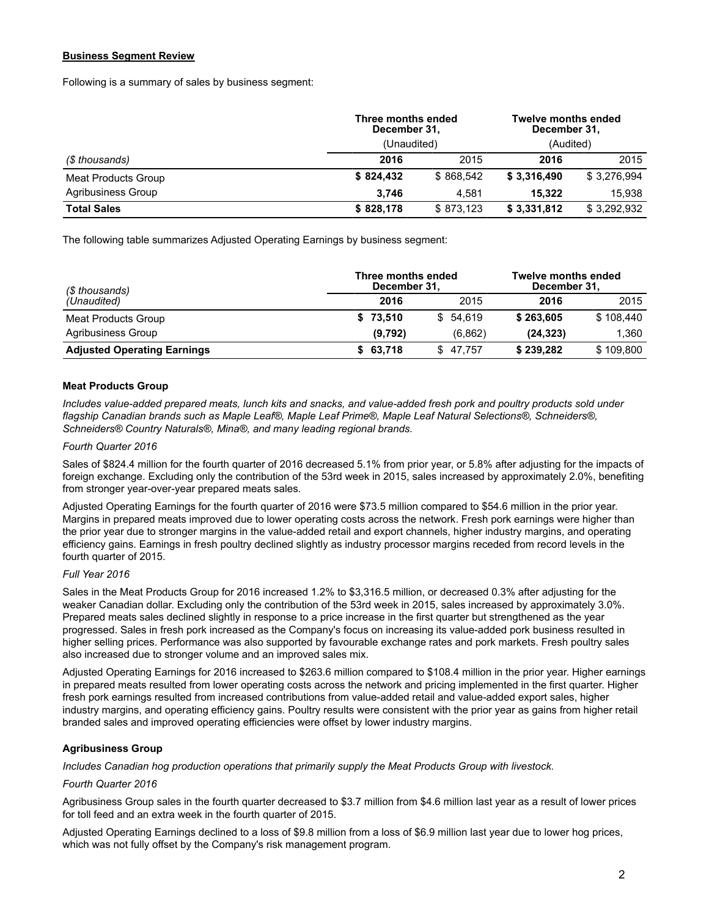**Business Segment Review**

Following is a summary of sales by business segment:

| | Three months ended December 31, | | Twelve months ended December 31, | |
|---|---|---|---|---|
| | (Unaudited) | | (Audited) | |
| *($ thousands)* | **2016** | 2015 | **2016** | 2015 |
| Meat Products Group | **$ 824,432** | $ 868,542 | **$ 3,316,490** | $ 3,276,994 |
| Agribusiness Group | **3,746** | 4,581 | **15,322** | 15,938 |
| **Total Sales** | **$ 828,178** | $ 873,123 | **$ 3,331,812** | $ 3,292,932 |

The following table summarizes Adjusted Operating Earnings by business segment:

| *($ thousands)* | Three months ended December 31, | | Twelve months ended December 31, | |
|---|---|---|---|---|
| *(Unaudited)* | **2016** | 2015 | **2016** | 2015 |
| Meat Products Group | **$ 73,510** | $ 54,619 | **$ 263,605** | $ 108,440 |
| Agribusiness Group | **(9,792)** | (6,862) | **(24,323)** | 1,360 |
| **Adjusted Operating Earnings** | **$ 63,718** | $ 47,757 | **$ 239,282** | $ 109,800 |

**Meat Products Group**

*Includes value-added prepared meats, lunch kits and snacks, and value-added fresh pork and poultry products sold under flagship Canadian brands such as Maple Leaf®, Maple Leaf Prime®, Maple Leaf Natural Selections®, Schneiders®, Schneiders® Country Naturals®, Mina®, and many leading regional brands.*

*Fourth Quarter 2016*

Sales of $824.4 million for the fourth quarter of 2016 decreased 5.1% from prior year, or 5.8% after adjusting for the impacts of foreign exchange. Excluding only the contribution of the 53rd week in 2015, sales increased by approximately 2.0%, benefiting from stronger year-over-year prepared meats sales.

Adjusted Operating Earnings for the fourth quarter of 2016 were $73.5 million compared to $54.6 million in the prior year. Margins in prepared meats improved due to lower operating costs across the network. Fresh pork earnings were higher than the prior year due to stronger margins in the value-added retail and export channels, higher industry margins, and operating efficiency gains. Earnings in fresh poultry declined slightly as industry processor margins receded from record levels in the fourth quarter of 2015.

*Full Year 2016*

Sales in the Meat Products Group for 2016 increased 1.2% to $3,316.5 million, or decreased 0.3% after adjusting for the weaker Canadian dollar. Excluding only the contribution of the 53rd week in 2015, sales increased by approximately 3.0%. Prepared meats sales declined slightly in response to a price increase in the first quarter but strengthened as the year progressed. Sales in fresh pork increased as the Company's focus on increasing its value-added pork business resulted in higher selling prices. Performance was also supported by favourable exchange rates and pork markets. Fresh poultry sales also increased due to stronger volume and an improved sales mix.

Adjusted Operating Earnings for 2016 increased to $263.6 million compared to $108.4 million in the prior year. Higher earnings in prepared meats resulted from lower operating costs across the network and pricing implemented in the first quarter. Higher fresh pork earnings resulted from increased contributions from value-added retail and value-added export sales, higher industry margins, and operating efficiency gains. Poultry results were consistent with the prior year as gains from higher retail branded sales and improved operating efficiencies were offset by lower industry margins.

**Agribusiness Group**

*Includes Canadian hog production operations that primarily supply the Meat Products Group with livestock.*

*Fourth Quarter 2016*

Agribusiness Group sales in the fourth quarter decreased to $3.7 million from $4.6 million last year as a result of lower prices for toll feed and an extra week in the fourth quarter of 2015.

Adjusted Operating Earnings declined to a loss of $9.8 million from a loss of $6.9 million last year due to lower hog prices, which was not fully offset by the Company's risk management program.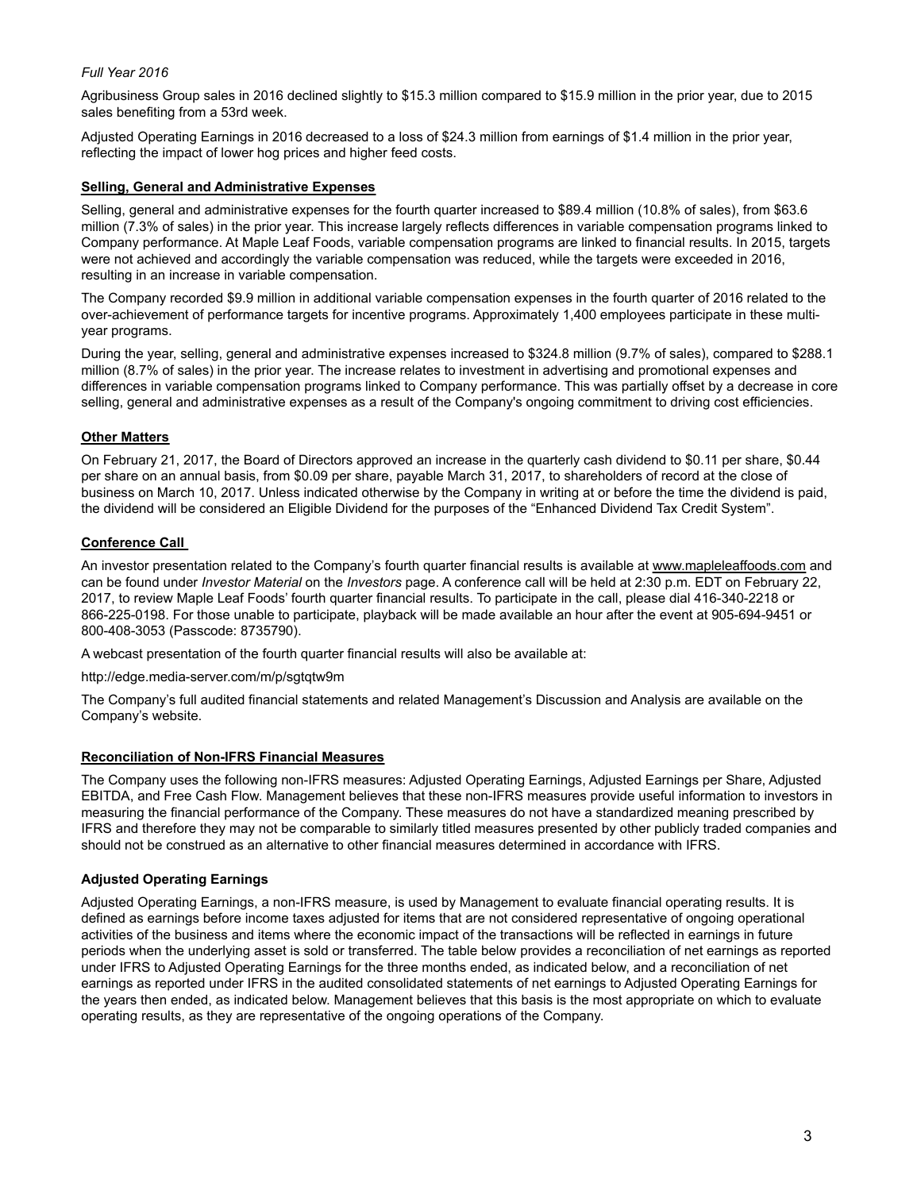*Full Year 2016*

Agribusiness Group sales in 2016 declined slightly to $15.3 million compared to $15.9 million in the prior year, due to 2015 sales benefiting from a 53rd week.

Adjusted Operating Earnings in 2016 decreased to a loss of $24.3 million from earnings of $1.4 million in the prior year, reflecting the impact of lower hog prices and higher feed costs.

## Selling, General and Administrative Expenses

Selling, general and administrative expenses for the fourth quarter increased to $89.4 million (10.8% of sales), from $63.6 million (7.3% of sales) in the prior year. This increase largely reflects differences in variable compensation programs linked to Company performance. At Maple Leaf Foods, variable compensation programs are linked to financial results. In 2015, targets were not achieved and accordingly the variable compensation was reduced, while the targets were exceeded in 2016, resulting in an increase in variable compensation.

The Company recorded $9.9 million in additional variable compensation expenses in the fourth quarter of 2016 related to the over-achievement of performance targets for incentive programs. Approximately 1,400 employees participate in these multi-year programs.

During the year, selling, general and administrative expenses increased to $324.8 million (9.7% of sales), compared to $288.1 million (8.7% of sales) in the prior year. The increase relates to investment in advertising and promotional expenses and differences in variable compensation programs linked to Company performance. This was partially offset by a decrease in core selling, general and administrative expenses as a result of the Company's ongoing commitment to driving cost efficiencies.

## Other Matters

On February 21, 2017, the Board of Directors approved an increase in the quarterly cash dividend to $0.11 per share, $0.44 per share on an annual basis, from $0.09 per share, payable March 31, 2017, to shareholders of record at the close of business on March 10, 2017. Unless indicated otherwise by the Company in writing at or before the time the dividend is paid, the dividend will be considered an Eligible Dividend for the purposes of the "Enhanced Dividend Tax Credit System".

## Conference Call

An investor presentation related to the Company's fourth quarter financial results is available at www.mapleleaffoods.com and can be found under *Investor Material* on the *Investors* page. A conference call will be held at 2:30 p.m. EDT on February 22, 2017, to review Maple Leaf Foods' fourth quarter financial results. To participate in the call, please dial 416-340-2218 or 866-225-0198. For those unable to participate, playback will be made available an hour after the event at 905-694-9451 or 800-408-3053 (Passcode: 8735790).

A webcast presentation of the fourth quarter financial results will also be available at:

http://edge.media-server.com/m/p/sgtqtw9m

The Company's full audited financial statements and related Management's Discussion and Analysis are available on the Company's website.

## Reconciliation of Non-IFRS Financial Measures

The Company uses the following non-IFRS measures: Adjusted Operating Earnings, Adjusted Earnings per Share, Adjusted EBITDA, and Free Cash Flow. Management believes that these non-IFRS measures provide useful information to investors in measuring the financial performance of the Company. These measures do not have a standardized meaning prescribed by IFRS and therefore they may not be comparable to similarly titled measures presented by other publicly traded companies and should not be construed as an alternative to other financial measures determined in accordance with IFRS.

### Adjusted Operating Earnings

Adjusted Operating Earnings, a non-IFRS measure, is used by Management to evaluate financial operating results. It is defined as earnings before income taxes adjusted for items that are not considered representative of ongoing operational activities of the business and items where the economic impact of the transactions will be reflected in earnings in future periods when the underlying asset is sold or transferred. The table below provides a reconciliation of net earnings as reported under IFRS to Adjusted Operating Earnings for the three months ended, as indicated below, and a reconciliation of net earnings as reported under IFRS in the audited consolidated statements of net earnings to Adjusted Operating Earnings for the years then ended, as indicated below. Management believes that this basis is the most appropriate on which to evaluate operating results, as they are representative of the ongoing operations of the Company.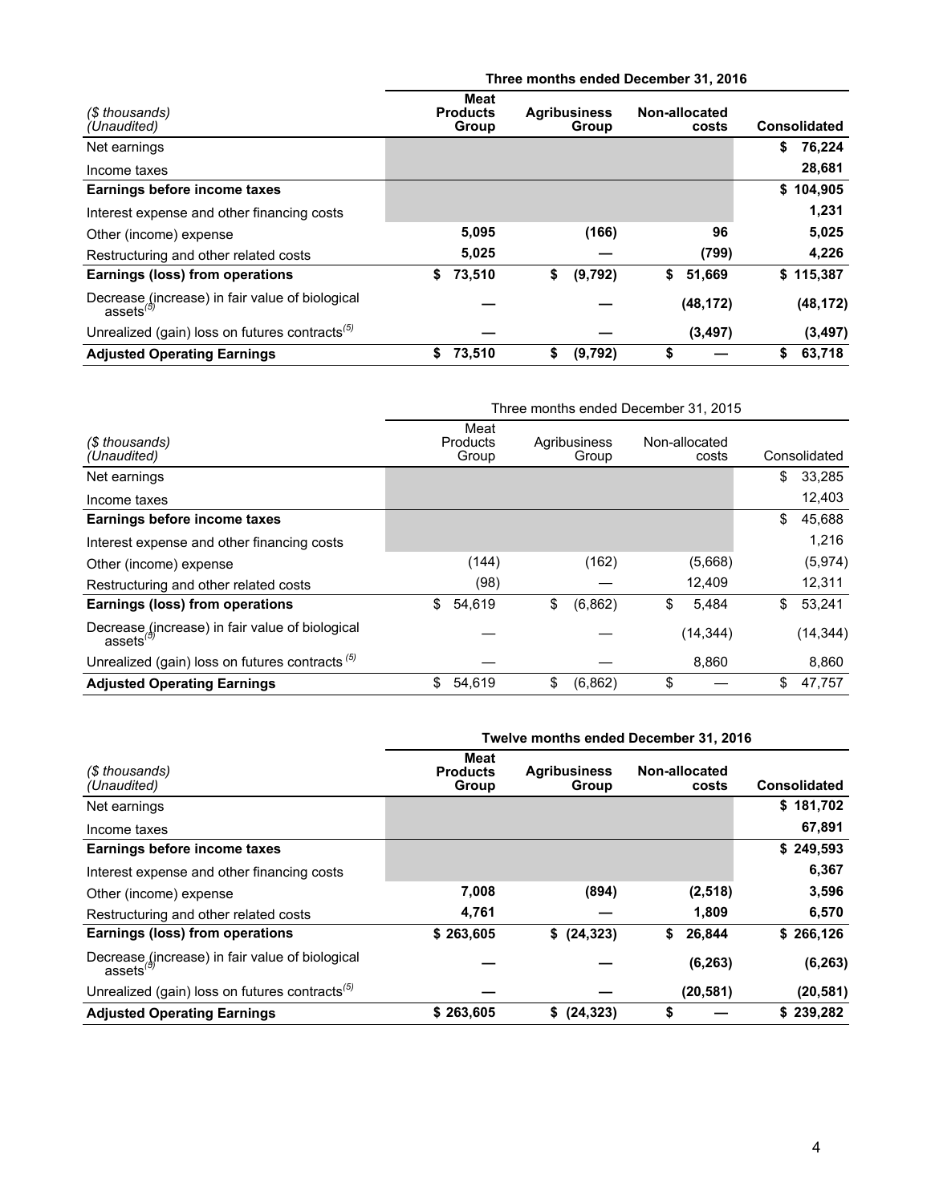| ($ thousands) (Unaudited) | Three months ended December 31, 2016 | | | |
|---|---|---|---|---|
| | **Meat Products Group** | **Agribusiness Group** | **Non-allocated costs** | **Consolidated** |
| Net earnings | | | | **$ 76,224** |
| Income taxes | | | | **28,681** |
| **Earnings before income taxes** | | | | **$ 104,905** |
| Interest expense and other financing costs | | | | **1,231** |
| Other (income) expense | **5,095** | **(166)** | **96** | **5,025** |
| Restructuring and other related costs | **5,025** | **—** | **(799)** | **4,226** |
| **Earnings (loss) from operations** | **$ 73,510** | **$ (9,792)** | **$ 51,669** | **$ 115,387** |
| Decrease (increase) in fair value of biological assets[(3)] | **—** | **—** | **(48,172)** | **(48,172)** |
| Unrealized (gain) loss on futures contracts[(5)] | **—** | **—** | **(3,497)** | **(3,497)** |
| **Adjusted Operating Earnings** | **$ 73,510** | **$ (9,792)** | **$ —** | **$ 63,718** |

| ($ thousands) (Unaudited) | Three months ended December 31, 2015 | | | |
|---|---|---|---|---|
| | Meat Products Group | Agribusiness Group | Non-allocated costs | Consolidated |
| Net earnings | | | | $ 33,285 |
| Income taxes | | | | 12,403 |
| **Earnings before income taxes** | | | | $ 45,688 |
| Interest expense and other financing costs | | | | 1,216 |
| Other (income) expense | (144) | (162) | (5,668) | (5,974) |
| Restructuring and other related costs | (98) | — | 12,409 | 12,311 |
| **Earnings (loss) from operations** | $ 54,619 | $ (6,862) | $ 5,484 | $ 53,241 |
| Decrease (increase) in fair value of biological assets[(3)] | — | — | (14,344) | (14,344) |
| Unrealized (gain) loss on futures contracts [(5)] | — | — | 8,860 | 8,860 |
| **Adjusted Operating Earnings** | $ 54,619 | $ (6,862) | $ — | $ 47,757 |

| ($ thousands) (Unaudited) | Twelve months ended December 31, 2016 | | | |
|---|---|---|---|---|
| | **Meat Products Group** | **Agribusiness Group** | **Non-allocated costs** | **Consolidated** |
| Net earnings | | | | **$ 181,702** |
| Income taxes | | | | **67,891** |
| **Earnings before income taxes** | | | | **$ 249,593** |
| Interest expense and other financing costs | | | | **6,367** |
| Other (income) expense | **7,008** | **(894)** | **(2,518)** | **3,596** |
| Restructuring and other related costs | **4,761** | **—** | **1,809** | **6,570** |
| **Earnings (loss) from operations** | **$ 263,605** | **$ (24,323)** | **$ 26,844** | **$ 266,126** |
| Decrease (increase) in fair value of biological assets[(3)] | **—** | **—** | **(6,263)** | **(6,263)** |
| Unrealized (gain) loss on futures contracts[(5)] | **—** | **—** | **(20,581)** | **(20,581)** |
| **Adjusted Operating Earnings** | **$ 263,605** | **$ (24,323)** | **$ —** | **$ 239,282** |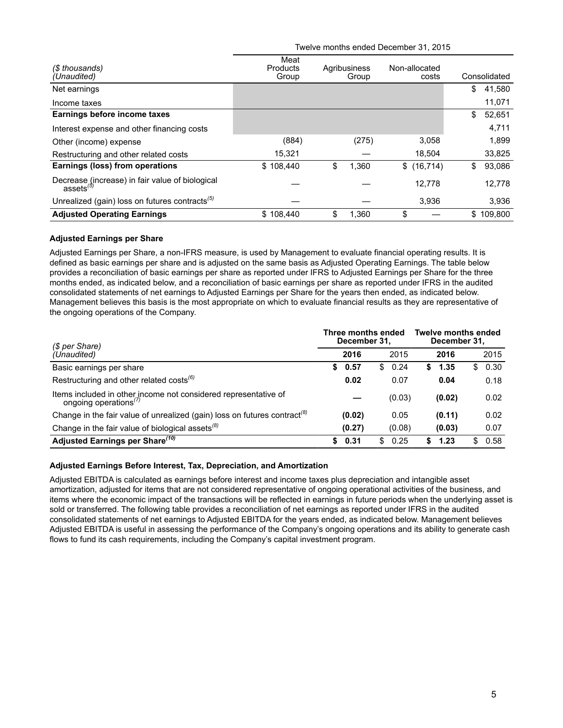| ($ thousands) (Unaudited) | Twelve months ended December 31, 2015 | | | |
|---|---|---|---|---|
| | Meat Products Group | Agribusiness Group | Non-allocated costs | Consolidated |
| Net earnings | | | | $ 41,580 |
| Income taxes | | | | 11,071 |
| **Earnings before income taxes** | | | | $ 52,651 |
| Interest expense and other financing costs | | | | 4,711 |
| Other (income) expense | (884) | (275) | 3,058 | 1,899 |
| Restructuring and other related costs | 15,321 | — | 18,504 | 33,825 |
| **Earnings (loss) from operations** | $ 108,440 | $ 1,360 | $ (16,714) | $ 93,086 |
| Decrease (increase) in fair value of biological assets[5] | — | — | 12,778 | 12,778 |
| Unrealized (gain) loss on futures contracts[5] | — | — | 3,936 | 3,936 |
| **Adjusted Operating Earnings** | $ 108,440 | $ 1,360 | $ — | $ 109,800 |

**Adjusted Earnings per Share**

Adjusted Earnings per Share, a non-IFRS measure, is used by Management to evaluate financial operating results. It is defined as basic earnings per share and is adjusted on the same basis as Adjusted Operating Earnings. The table below provides a reconciliation of basic earnings per share as reported under IFRS to Adjusted Earnings per Share for the three months ended, as indicated below, and a reconciliation of basic earnings per share as reported under IFRS in the audited consolidated statements of net earnings to Adjusted Earnings per Share for the years then ended, as indicated below. Management believes this basis is the most appropriate on which to evaluate financial results as they are representative of the ongoing operations of the Company.

| ($ per Share) (Unaudited) | **Three months ended December 31,** | | **Twelve months ended December 31,** | |
|---|---|---|---|---|
| | **2016** | 2015 | **2016** | 2015 |
| Basic earnings per share | **$ 0.57** | $ 0.24 | **$ 1.35** | $ 0.30 |
| Restructuring and other related costs[6] | **0.02** | 0.07 | **0.04** | 0.18 |
| Items included in other income not considered representative of ongoing operations[7] | **—** | (0.03) | **(0.02)** | 0.02 |
| Change in the fair value of unrealized (gain) loss on futures contract[8] | **(0.02)** | 0.05 | **(0.11)** | 0.02 |
| Change in the fair value of biological assets[8] | **(0.27)** | (0.08) | **(0.03)** | 0.07 |
| **Adjusted Earnings per Share[10]** | **$ 0.31** | $ 0.25 | **$ 1.23** | $ 0.58 |

**Adjusted Earnings Before Interest, Tax, Depreciation, and Amortization**

Adjusted EBITDA is calculated as earnings before interest and income taxes plus depreciation and intangible asset amortization, adjusted for items that are not considered representative of ongoing operational activities of the business, and items where the economic impact of the transactions will be reflected in earnings in future periods when the underlying asset is sold or transferred. The following table provides a reconciliation of net earnings as reported under IFRS in the audited consolidated statements of net earnings to Adjusted EBITDA for the years ended, as indicated below. Management believes Adjusted EBITDA is useful in assessing the performance of the Company's ongoing operations and its ability to generate cash flows to fund its cash requirements, including the Company's capital investment program.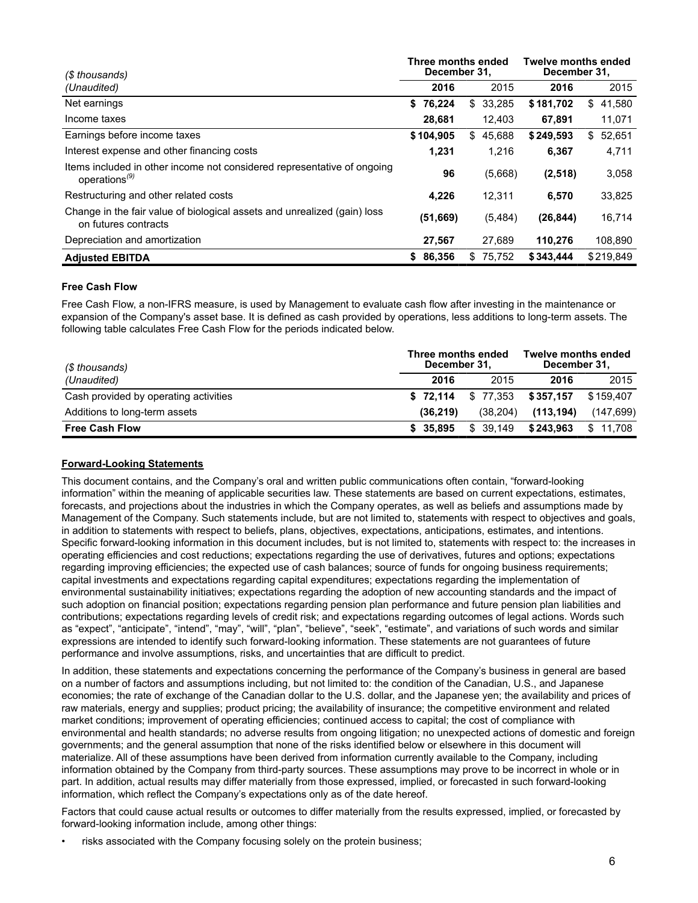| ($ thousands) | Three months ended December 31, | | Twelve months ended December 31, | |
|---|---|---|---|---|
| (Unaudited) | **2016** | 2015 | **2016** | 2015 |
| Net earnings | **$ 76,224** | $ 33,285 | **$ 181,702** | $ 41,580 |
| Income taxes | **28,681** | 12,403 | **67,891** | 11,071 |
| Earnings before income taxes | **$ 104,905** | $ 45,688 | **$ 249,593** | $ 52,651 |
| Interest expense and other financing costs | **1,231** | 1,216 | **6,367** | 4,711 |
| Items included in other income not considered representative of ongoing operations[(9)] | **96** | (5,668) | **(2,518)** | 3,058 |
| Restructuring and other related costs | **4,226** | 12,311 | **6,570** | 33,825 |
| Change in the fair value of biological assets and unrealized (gain) loss on futures contracts | **(51,669)** | (5,484) | **(26,844)** | 16,714 |
| Depreciation and amortization | **27,567** | 27,689 | **110,276** | 108,890 |
| **Adjusted EBITDA** | **$ 86,356** | $ 75,752 | **$ 343,444** | $ 219,849 |

**Free Cash Flow**

Free Cash Flow, a non-IFRS measure, is used by Management to evaluate cash flow after investing in the maintenance or expansion of the Company's asset base. It is defined as cash provided by operations, less additions to long-term assets. The following table calculates Free Cash Flow for the periods indicated below.

| ($ thousands) | Three months ended December 31, | | Twelve months ended December 31, | |
|---|---|---|---|---|
| (Unaudited) | **2016** | 2015 | **2016** | 2015 |
| Cash provided by operating activities | **$ 72,114** | $ 77,353 | **$ 357,157** | $ 159,407 |
| Additions to long-term assets | **(36,219)** | (38,204) | **(113,194)** | (147,699) |
| **Free Cash Flow** | **$ 35,895** | $ 39,149 | **$ 243,963** | $ 11,708 |

## Forward-Looking Statements

This document contains, and the Company's oral and written public communications often contain, "forward-looking information" within the meaning of applicable securities law. These statements are based on current expectations, estimates, forecasts, and projections about the industries in which the Company operates, as well as beliefs and assumptions made by Management of the Company. Such statements include, but are not limited to, statements with respect to objectives and goals, in addition to statements with respect to beliefs, plans, objectives, expectations, anticipations, estimates, and intentions. Specific forward-looking information in this document includes, but is not limited to, statements with respect to: the increases in operating efficiencies and cost reductions; expectations regarding the use of derivatives, futures and options; expectations regarding improving efficiencies; the expected use of cash balances; source of funds for ongoing business requirements; capital investments and expectations regarding capital expenditures; expectations regarding the implementation of environmental sustainability initiatives; expectations regarding the adoption of new accounting standards and the impact of such adoption on financial position; expectations regarding pension plan performance and future pension plan liabilities and contributions; expectations regarding levels of credit risk; and expectations regarding outcomes of legal actions. Words such as "expect", "anticipate", "intend", "may", "will", "plan", "believe", "seek", "estimate", and variations of such words and similar expressions are intended to identify such forward-looking information. These statements are not guarantees of future performance and involve assumptions, risks, and uncertainties that are difficult to predict.

In addition, these statements and expectations concerning the performance of the Company's business in general are based on a number of factors and assumptions including, but not limited to: the condition of the Canadian, U.S., and Japanese economies; the rate of exchange of the Canadian dollar to the U.S. dollar, and the Japanese yen; the availability and prices of raw materials, energy and supplies; product pricing; the availability of insurance; the competitive environment and related market conditions; improvement of operating efficiencies; continued access to capital; the cost of compliance with environmental and health standards; no adverse results from ongoing litigation; no unexpected actions of domestic and foreign governments; and the general assumption that none of the risks identified below or elsewhere in this document will materialize. All of these assumptions have been derived from information currently available to the Company, including information obtained by the Company from third-party sources. These assumptions may prove to be incorrect in whole or in part. In addition, actual results may differ materially from those expressed, implied, or forecasted in such forward-looking information, which reflect the Company's expectations only as of the date hereof.

Factors that could cause actual results or outcomes to differ materially from the results expressed, implied, or forecasted by forward-looking information include, among other things:

- risks associated with the Company focusing solely on the protein business;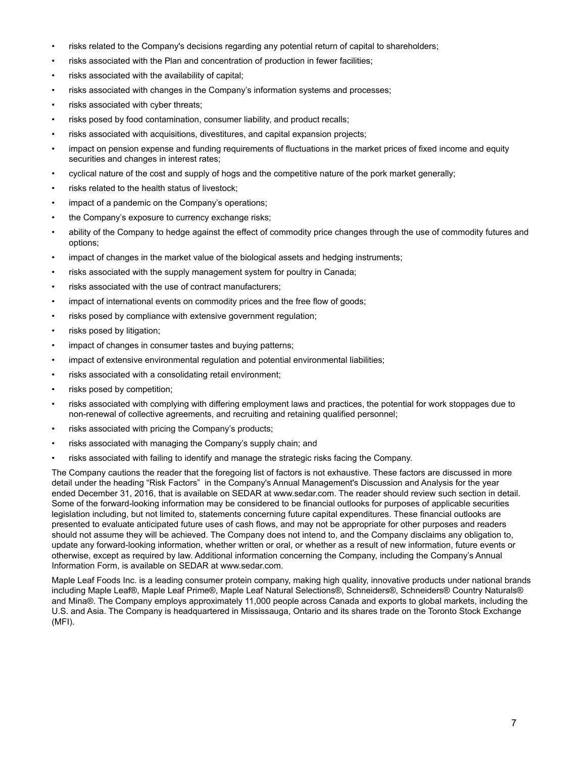- risks related to the Company's decisions regarding any potential return of capital to shareholders;
- risks associated with the Plan and concentration of production in fewer facilities;
- risks associated with the availability of capital;
- risks associated with changes in the Company's information systems and processes;
- risks associated with cyber threats;
- risks posed by food contamination, consumer liability, and product recalls;
- risks associated with acquisitions, divestitures, and capital expansion projects;
- impact on pension expense and funding requirements of fluctuations in the market prices of fixed income and equity securities and changes in interest rates;
- cyclical nature of the cost and supply of hogs and the competitive nature of the pork market generally;
- risks related to the health status of livestock;
- impact of a pandemic on the Company's operations;
- the Company's exposure to currency exchange risks;
- ability of the Company to hedge against the effect of commodity price changes through the use of commodity futures and options;
- impact of changes in the market value of the biological assets and hedging instruments;
- risks associated with the supply management system for poultry in Canada;
- risks associated with the use of contract manufacturers;
- impact of international events on commodity prices and the free flow of goods;
- risks posed by compliance with extensive government regulation;
- risks posed by litigation;
- impact of changes in consumer tastes and buying patterns;
- impact of extensive environmental regulation and potential environmental liabilities;
- risks associated with a consolidating retail environment;
- risks posed by competition;
- risks associated with complying with differing employment laws and practices, the potential for work stoppages due to non-renewal of collective agreements, and recruiting and retaining qualified personnel;
- risks associated with pricing the Company's products;
- risks associated with managing the Company's supply chain; and
- risks associated with failing to identify and manage the strategic risks facing the Company.

The Company cautions the reader that the foregoing list of factors is not exhaustive. These factors are discussed in more detail under the heading "Risk Factors" in the Company's Annual Management's Discussion and Analysis for the year ended December 31, 2016, that is available on SEDAR at www.sedar.com. The reader should review such section in detail. Some of the forward-looking information may be considered to be financial outlooks for purposes of applicable securities legislation including, but not limited to, statements concerning future capital expenditures. These financial outlooks are presented to evaluate anticipated future uses of cash flows, and may not be appropriate for other purposes and readers should not assume they will be achieved. The Company does not intend to, and the Company disclaims any obligation to, update any forward-looking information, whether written or oral, or whether as a result of new information, future events or otherwise, except as required by law. Additional information concerning the Company, including the Company's Annual Information Form, is available on SEDAR at www.sedar.com.

Maple Leaf Foods Inc. is a leading consumer protein company, making high quality, innovative products under national brands including Maple Leaf®, Maple Leaf Prime®, Maple Leaf Natural Selections®, Schneiders®, Schneiders® Country Naturals® and Mina®. The Company employs approximately 11,000 people across Canada and exports to global markets, including the U.S. and Asia. The Company is headquartered in Mississauga, Ontario and its shares trade on the Toronto Stock Exchange (MFI).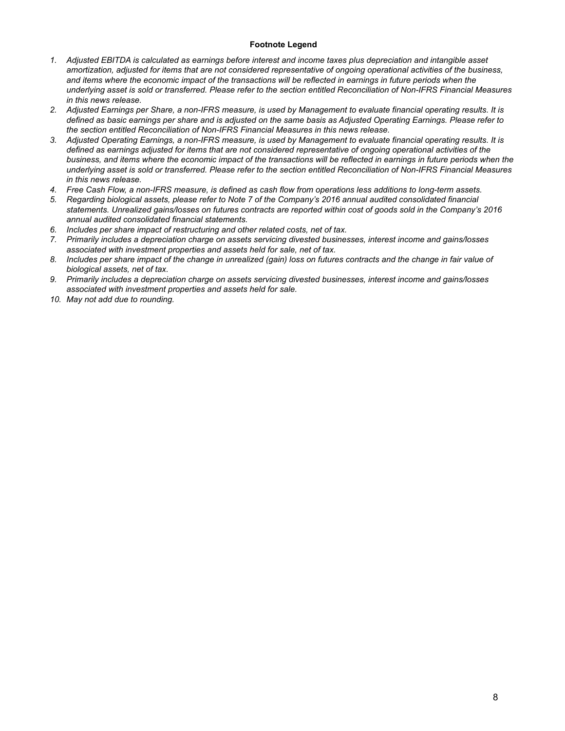**Footnote Legend**

1. *Adjusted EBITDA is calculated as earnings before interest and income taxes plus depreciation and intangible asset amortization, adjusted for items that are not considered representative of ongoing operational activities of the business, and items where the economic impact of the transactions will be reflected in earnings in future periods when the underlying asset is sold or transferred. Please refer to the section entitled Reconciliation of Non-IFRS Financial Measures in this news release.*
2. *Adjusted Earnings per Share, a non-IFRS measure, is used by Management to evaluate financial operating results. It is defined as basic earnings per share and is adjusted on the same basis as Adjusted Operating Earnings. Please refer to the section entitled Reconciliation of Non-IFRS Financial Measures in this news release.*
3. *Adjusted Operating Earnings, a non-IFRS measure, is used by Management to evaluate financial operating results. It is defined as earnings adjusted for items that are not considered representative of ongoing operational activities of the business, and items where the economic impact of the transactions will be reflected in earnings in future periods when the underlying asset is sold or transferred. Please refer to the section entitled Reconciliation of Non-IFRS Financial Measures in this news release.*
4. *Free Cash Flow, a non-IFRS measure, is defined as cash flow from operations less additions to long-term assets.*
5. *Regarding biological assets, please refer to Note 7 of the Company's 2016 annual audited consolidated financial statements. Unrealized gains/losses on futures contracts are reported within cost of goods sold in the Company's 2016 annual audited consolidated financial statements.*
6. *Includes per share impact of restructuring and other related costs, net of tax.*
7. *Primarily includes a depreciation charge on assets servicing divested businesses, interest income and gains/losses associated with investment properties and assets held for sale, net of tax.*
8. *Includes per share impact of the change in unrealized (gain) loss on futures contracts and the change in fair value of biological assets, net of tax.*
9. *Primarily includes a depreciation charge on assets servicing divested businesses, interest income and gains/losses associated with investment properties and assets held for sale.*
10. *May not add due to rounding.*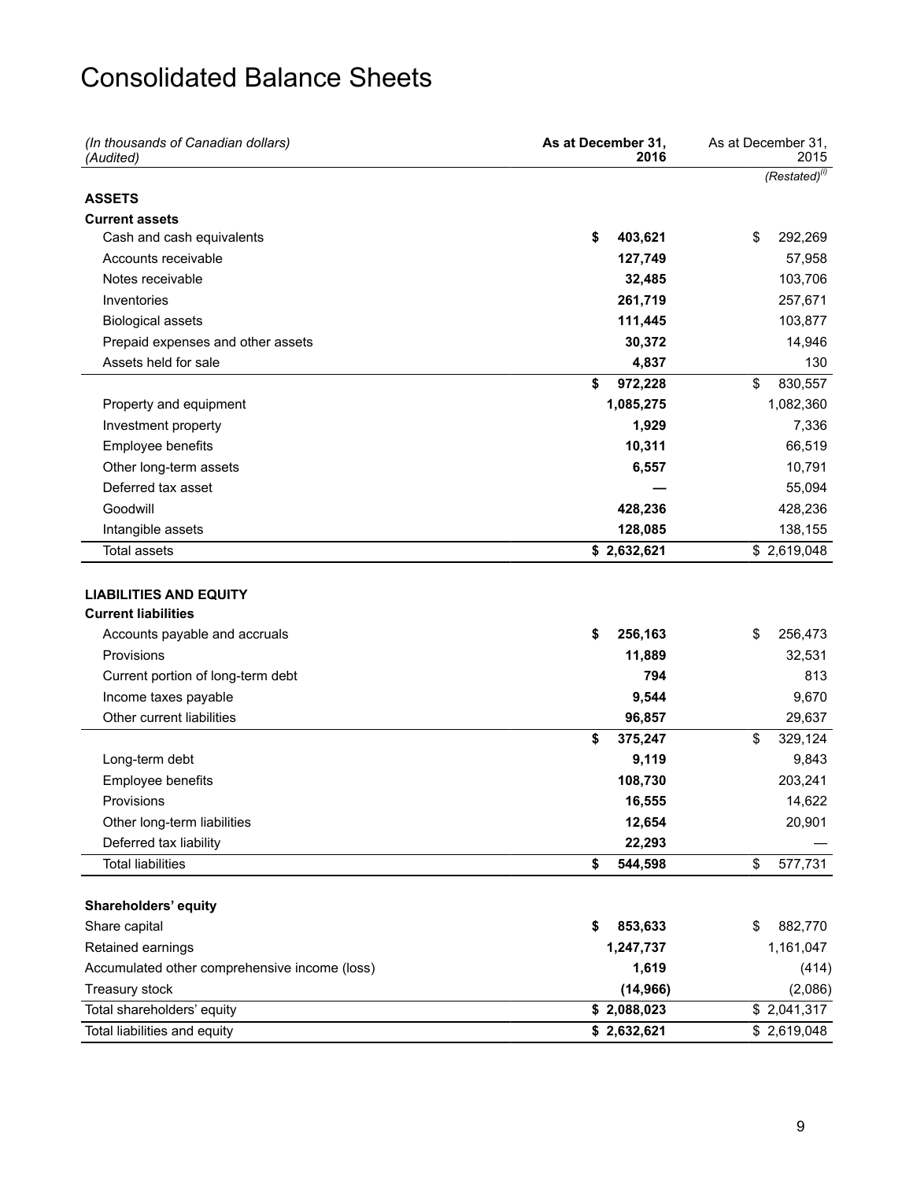# Consolidated Balance Sheets

| *(In thousands of Canadian dollars)*<br>*(Audited)* | **As at December 31, 2016** | As at December 31, 2015 |
|---|---|---|
| | | *(Restated)*[(i)] |
| **ASSETS** | | |
| **Current assets** | | |
| Cash and cash equivalents | **$ 403,621** | $ 292,269 |
| Accounts receivable | **127,749** | 57,958 |
| Notes receivable | **32,485** | 103,706 |
| Inventories | **261,719** | 257,671 |
| Biological assets | **111,445** | 103,877 |
| Prepaid expenses and other assets | **30,372** | 14,946 |
| Assets held for sale | **4,837** | 130 |
| | **$ 972,228** | $ 830,557 |
| Property and equipment | **1,085,275** | 1,082,360 |
| Investment property | **1,929** | 7,336 |
| Employee benefits | **10,311** | 66,519 |
| Other long-term assets | **6,557** | 10,791 |
| Deferred tax asset | **—** | 55,094 |
| Goodwill | **428,236** | 428,236 |
| Intangible assets | **128,085** | 138,155 |
| Total assets | **$ 2,632,621** | $ 2,619,048 |
| | | |
| **LIABILITIES AND EQUITY** | | |
| **Current liabilities** | | |
| Accounts payable and accruals | **$ 256,163** | $ 256,473 |
| Provisions | **11,889** | 32,531 |
| Current portion of long-term debt | **794** | 813 |
| Income taxes payable | **9,544** | 9,670 |
| Other current liabilities | **96,857** | 29,637 |
| | **$ 375,247** | $ 329,124 |
| Long-term debt | **9,119** | 9,843 |
| Employee benefits | **108,730** | 203,241 |
| Provisions | **16,555** | 14,622 |
| Other long-term liabilities | **12,654** | 20,901 |
| Deferred tax liability | **22,293** | — |
| Total liabilities | **$ 544,598** | $ 577,731 |
| | | |
| **Shareholders' equity** | | |
| Share capital | **$ 853,633** | $ 882,770 |
| Retained earnings | **1,247,737** | 1,161,047 |
| Accumulated other comprehensive income (loss) | **1,619** | (414) |
| Treasury stock | **(14,966)** | (2,086) |
| Total shareholders' equity | **$ 2,088,023** | $ 2,041,317 |
| Total liabilities and equity | **$ 2,632,621** | $ 2,619,048 |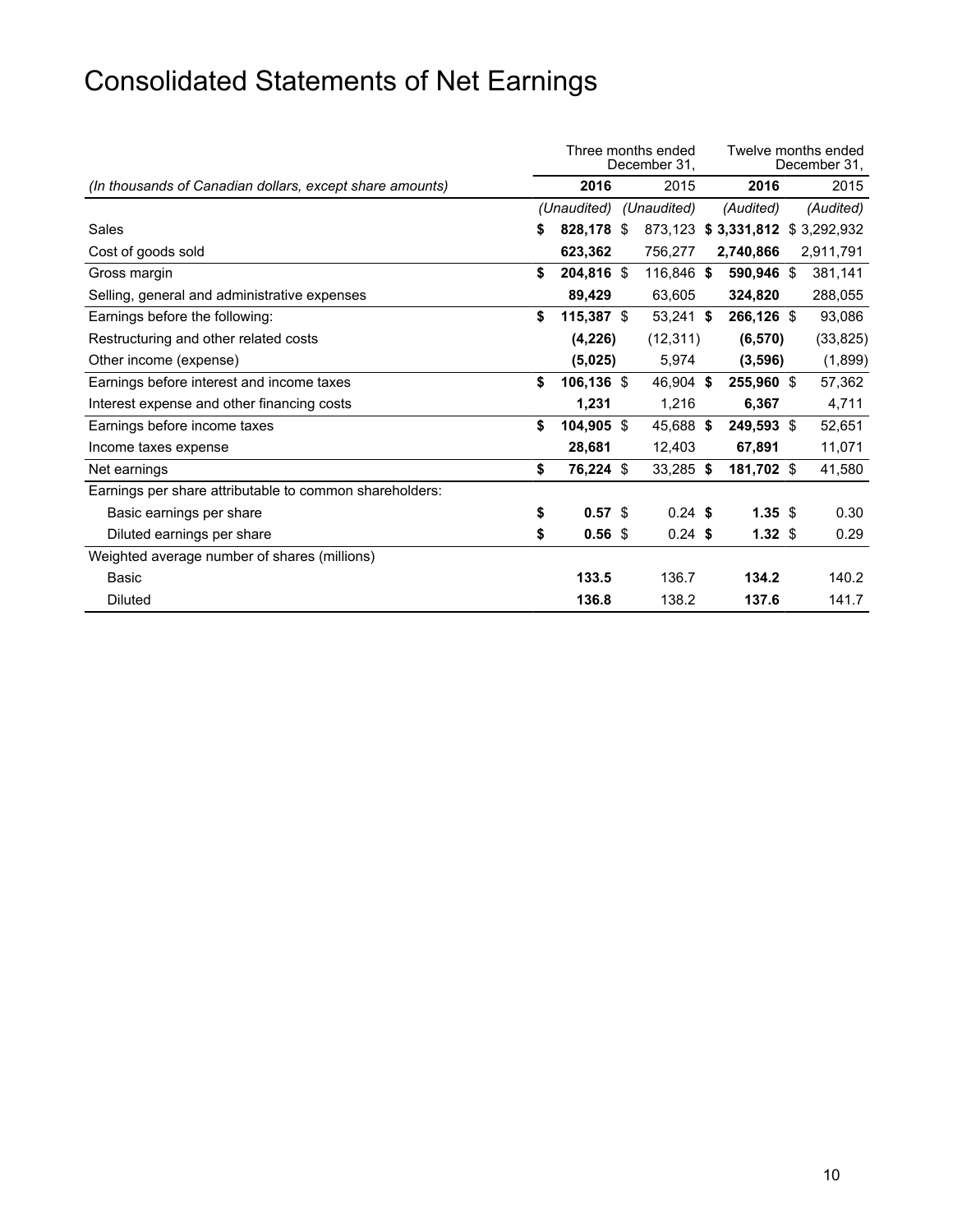# Consolidated Statements of Net Earnings

| (In thousands of Canadian dollars, except share amounts) | Three months ended December 31, 2016 | Three months ended December 31, 2015 | Twelve months ended December 31, 2016 | Twelve months ended December 31, 2015 |
|---|---|---|---|---|
| | *(Unaudited)* | *(Unaudited)* | *(Audited)* | *(Audited)* |
| Sales | **$ 828,178** | $ 873,123 | **$ 3,331,812** | $ 3,292,932 |
| Cost of goods sold | **623,362** | 756,277 | **2,740,866** | 2,911,791 |
| Gross margin | **$ 204,816** | $ 116,846 | **$ 590,946** | $ 381,141 |
| Selling, general and administrative expenses | **89,429** | 63,605 | **324,820** | 288,055 |
| Earnings before the following: | **$ 115,387** | $ 53,241 | **$ 266,126** | $ 93,086 |
| Restructuring and other related costs | **(4,226)** | (12,311) | **(6,570)** | (33,825) |
| Other income (expense) | **(5,025)** | 5,974 | **(3,596)** | (1,899) |
| Earnings before interest and income taxes | **$ 106,136** | $ 46,904 | **$ 255,960** | $ 57,362 |
| Interest expense and other financing costs | **1,231** | 1,216 | **6,367** | 4,711 |
| Earnings before income taxes | **$ 104,905** | $ 45,688 | **$ 249,593** | $ 52,651 |
| Income taxes expense | **28,681** | 12,403 | **67,891** | 11,071 |
| Net earnings | **$ 76,224** | $ 33,285 | **$ 181,702** | $ 41,580 |
| Earnings per share attributable to common shareholders: | | | | |
| Basic earnings per share | **$ 0.57** | $ 0.24 | **$ 1.35** | $ 0.30 |
| Diluted earnings per share | **$ 0.56** | $ 0.24 | **$ 1.32** | $ 0.29 |
| Weighted average number of shares (millions) | | | | |
| Basic | **133.5** | 136.7 | **134.2** | 140.2 |
| Diluted | **136.8** | 138.2 | **137.6** | 141.7 |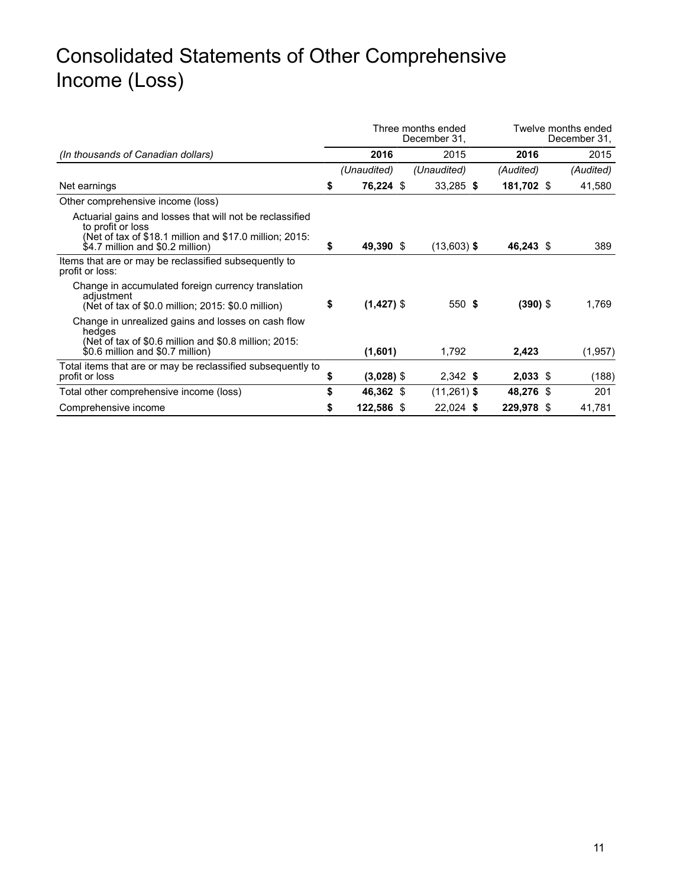# Consolidated Statements of Other Comprehensive Income (Loss)

| | Three months ended December 31, | | Twelve months ended December 31, | |
|---|---|---|---|---|
| *(In thousands of Canadian dollars)* | **2016** | 2015 | **2016** | 2015 |
| | *(Unaudited)* | *(Unaudited)* | *(Audited)* | *(Audited)* |
| Net earnings | **$ 76,224** | $ 33,285 | **$ 181,702** | $ 41,580 |
| Other comprehensive income (loss) | | | | |
| Actuarial gains and losses that will not be reclassified to profit or loss (Net of tax of $18.1 million and $17.0 million; 2015: $4.7 million and $0.2 million) | **$ 49,390** | $ (13,603) | **$ 46,243** | $ 389 |
| Items that are or may be reclassified subsequently to profit or loss: | | | | |
| Change in accumulated foreign currency translation adjustment (Net of tax of $0.0 million; 2015: $0.0 million) | **$ (1,427)** | $ 550 | **$ (390)** | $ 1,769 |
| Change in unrealized gains and losses on cash flow hedges (Net of tax of $0.6 million and $0.8 million; 2015: $0.6 million and $0.7 million) | **(1,601)** | 1,792 | **2,423** | (1,957) |
| Total items that are or may be reclassified subsequently to profit or loss | **$ (3,028)** | $ 2,342 | **$ 2,033** | $ (188) |
| Total other comprehensive income (loss) | **$ 46,362** | $ (11,261) | **$ 48,276** | $ 201 |
| Comprehensive income | **$ 122,586** | $ 22,024 | **$ 229,978** | $ 41,781 |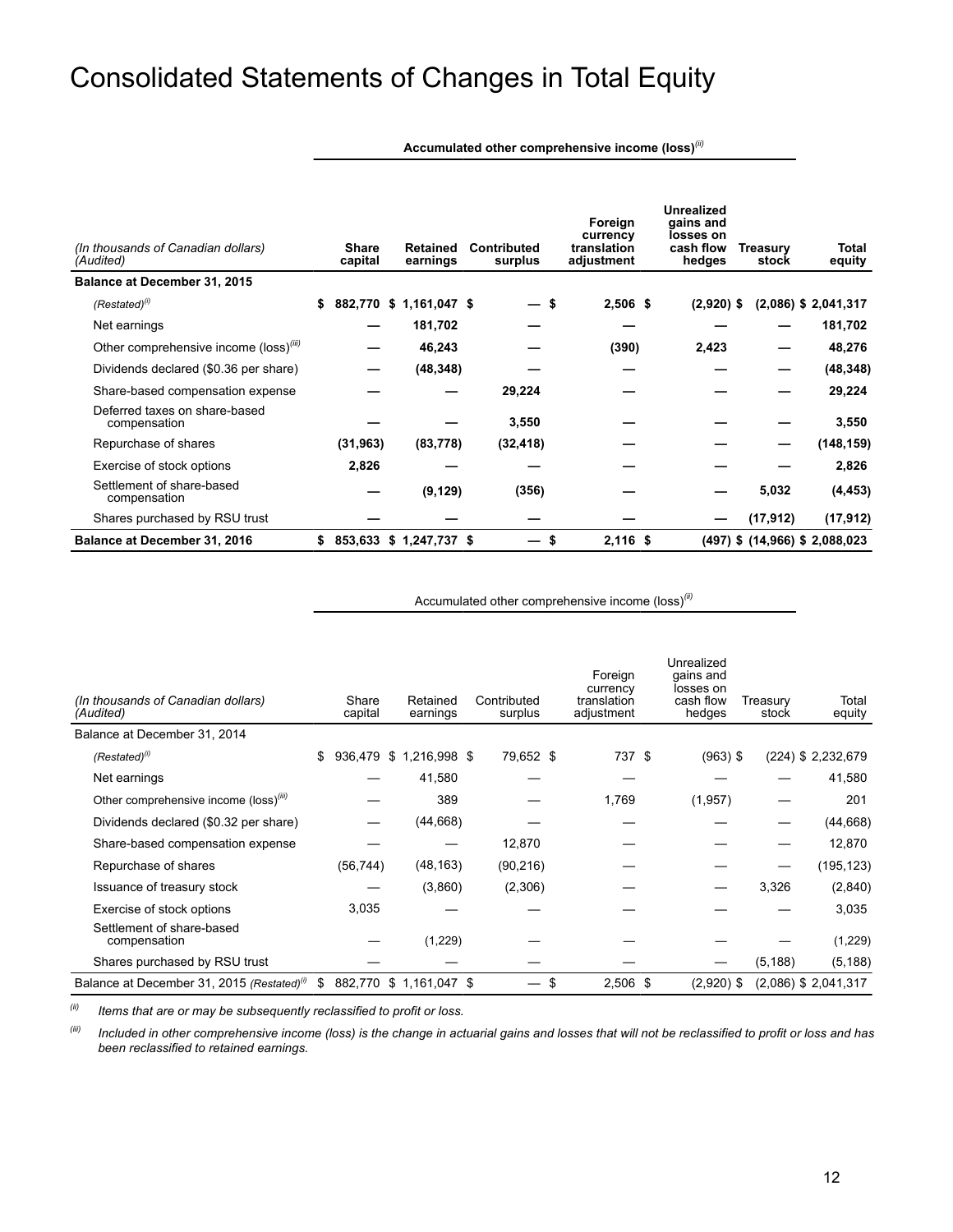# Consolidated Statements of Changes in Total Equity

| (In thousands of Canadian dollars) (Audited) | Share capital | Retained earnings | Contributed surplus | Accumulated other comprehensive income (loss)[(ii)] | | Treasury stock | Total equity |
|---|---|---|---|---|---|---|---|
| | | | | Foreign currency translation adjustment | Unrealized gains and losses on cash flow hedges | | |
| **Balance at December 31, 2015** | | | | | | | |
| *(Restated)*[(i)] | **$ 882,770** | **$ 1,161,047** | **$ —** | **$ 2,506** | **$ (2,920)** | **$ (2,086)** | **$ 2,041,317** |
| Net earnings | **—** | **181,702** | **—** | **—** | **—** | **—** | **181,702** |
| Other comprehensive income (loss)[(iii)] | **—** | **46,243** | **—** | **(390)** | **2,423** | **—** | **48,276** |
| Dividends declared ($0.36 per share) | **—** | **(48,348)** | **—** | **—** | **—** | **—** | **(48,348)** |
| Share-based compensation expense | **—** | **—** | **29,224** | **—** | **—** | **—** | **29,224** |
| Deferred taxes on share-based compensation | **—** | **—** | **3,550** | **—** | **—** | **—** | **3,550** |
| Repurchase of shares | **(31,963)** | **(83,778)** | **(32,418)** | **—** | **—** | **—** | **(148,159)** |
| Exercise of stock options | **2,826** | **—** | **—** | **—** | **—** | **—** | **2,826** |
| Settlement of share-based compensation | **—** | **(9,129)** | **(356)** | **—** | **—** | **5,032** | **(4,453)** |
| Shares purchased by RSU trust | **—** | **—** | **—** | **—** | **—** | **(17,912)** | **(17,912)** |
| **Balance at December 31, 2016** | **$ 853,633** | **$ 1,247,737** | **$ —** | **$ 2,116** | **$ (497)** | **$ (14,966)** | **$ 2,088,023** |

| (In thousands of Canadian dollars) (Audited) | Share capital | Retained earnings | Contributed surplus | Accumulated other comprehensive income (loss)[(ii)] | | Treasury stock | Total equity |
|---|---|---|---|---|---|---|---|
| | | | | Foreign currency translation adjustment | Unrealized gains and losses on cash flow hedges | | |
| Balance at December 31, 2014 | | | | | | | |
| *(Restated)*[(i)] | $ 936,479 | $ 1,216,998 | $ 79,652 | $ 737 | $ (963) | $ (224) | $ 2,232,679 |
| Net earnings | — | 41,580 | — | — | — | — | 41,580 |
| Other comprehensive income (loss)[(iii)] | — | 389 | — | 1,769 | (1,957) | — | 201 |
| Dividends declared ($0.32 per share) | — | (44,668) | — | — | — | — | (44,668) |
| Share-based compensation expense | — | — | 12,870 | — | — | — | 12,870 |
| Repurchase of shares | (56,744) | (48,163) | (90,216) | — | — | — | (195,123) |
| Issuance of treasury stock | — | (3,860) | (2,306) | — | — | 3,326 | (2,840) |
| Exercise of stock options | 3,035 | — | — | — | — | — | 3,035 |
| Settlement of share-based compensation | — | (1,229) | — | — | — | — | (1,229) |
| Shares purchased by RSU trust | — | — | — | — | — | (5,188) | (5,188) |
| Balance at December 31, 2015 *(Restated)*[(i)] | $ 882,770 | $ 1,161,047 | $ — | $ 2,506 | $ (2,920) | $ (2,086) | $ 2,041,317 |

*[(ii)] Items that are or may be subsequently reclassified to profit or loss.*

*[(iii)] Included in other comprehensive income (loss) is the change in actuarial gains and losses that will not be reclassified to profit or loss and has been reclassified to retained earnings.*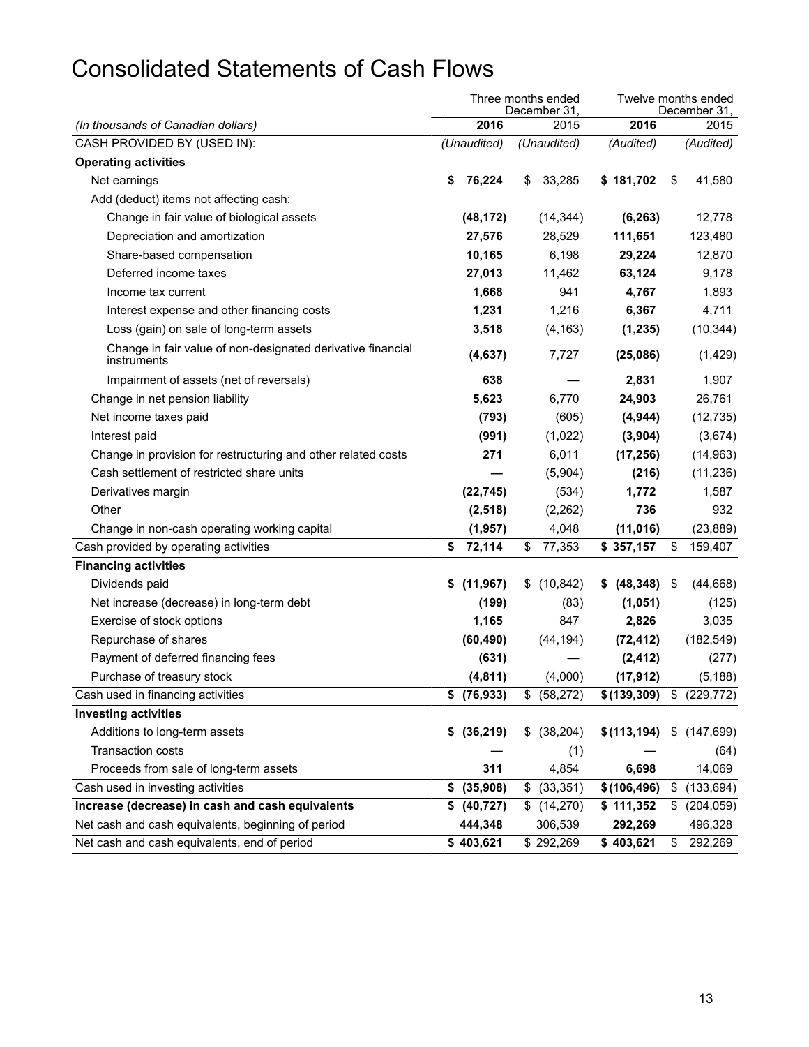# Consolidated Statements of Cash Flows

| (In thousands of Canadian dollars) | Three months ended December 31, 2016 | 2015 | Twelve months ended December 31, 2016 | 2015 |
|---|---|---|---|---|
| CASH PROVIDED BY (USED IN): | *(Unaudited)* | *(Unaudited)* | *(Audited)* | *(Audited)* |
| **Operating activities** | | | | |
| Net earnings | **$ 76,224** | $ 33,285 | **$ 181,702** | $ 41,580 |
| Add (deduct) items not affecting cash: | | | | |
| Change in fair value of biological assets | **(48,172)** | (14,344) | **(6,263)** | 12,778 |
| Depreciation and amortization | **27,576** | 28,529 | **111,651** | 123,480 |
| Share-based compensation | **10,165** | 6,198 | **29,224** | 12,870 |
| Deferred income taxes | **27,013** | 11,462 | **63,124** | 9,178 |
| Income tax current | **1,668** | 941 | **4,767** | 1,893 |
| Interest expense and other financing costs | **1,231** | 1,216 | **6,367** | 4,711 |
| Loss (gain) on sale of long-term assets | **3,518** | (4,163) | **(1,235)** | (10,344) |
| Change in fair value of non-designated derivative financial instruments | **(4,637)** | 7,727 | **(25,086)** | (1,429) |
| Impairment of assets (net of reversals) | **638** | — | **2,831** | 1,907 |
| Change in net pension liability | **5,623** | 6,770 | **24,903** | 26,761 |
| Net income taxes paid | **(793)** | (605) | **(4,944)** | (12,735) |
| Interest paid | **(991)** | (1,022) | **(3,904)** | (3,674) |
| Change in provision for restructuring and other related costs | **271** | 6,011 | **(17,256)** | (14,963) |
| Cash settlement of restricted share units | **—** | (5,904) | **(216)** | (11,236) |
| Derivatives margin | **(22,745)** | (534) | **1,772** | 1,587 |
| Other | **(2,518)** | (2,262) | **736** | 932 |
| Change in non-cash operating working capital | **(1,957)** | 4,048 | **(11,016)** | (23,889) |
| Cash provided by operating activities | **$ 72,114** | $ 77,353 | **$ 357,157** | $ 159,407 |
| **Financing activities** | | | | |
| Dividends paid | **$ (11,967)** | $ (10,842) | **$ (48,348)** | $ (44,668) |
| Net increase (decrease) in long-term debt | **(199)** | (83) | **(1,051)** | (125) |
| Exercise of stock options | **1,165** | 847 | **2,826** | 3,035 |
| Repurchase of shares | **(60,490)** | (44,194) | **(72,412)** | (182,549) |
| Payment of deferred financing fees | **(631)** | — | **(2,412)** | (277) |
| Purchase of treasury stock | **(4,811)** | (4,000) | **(17,912)** | (5,188) |
| Cash used in financing activities | **$ (76,933)** | $ (58,272) | **$ (139,309)** | $ (229,772) |
| **Investing activities** | | | | |
| Additions to long-term assets | **$ (36,219)** | $ (38,204) | **$ (113,194)** | $ (147,699) |
| Transaction costs | **—** | (1) | **—** | (64) |
| Proceeds from sale of long-term assets | **311** | 4,854 | **6,698** | 14,069 |
| Cash used in investing activities | **$ (35,908)** | $ (33,351) | **$ (106,496)** | $ (133,694) |
| **Increase (decrease) in cash and cash equivalents** | **$ (40,727)** | $ (14,270) | **$ 111,352** | $ (204,059) |
| Net cash and cash equivalents, beginning of period | **444,348** | 306,539 | **292,269** | 496,328 |
| Net cash and cash equivalents, end of period | **$ 403,621** | $ 292,269 | **$ 403,621** | $ 292,269 |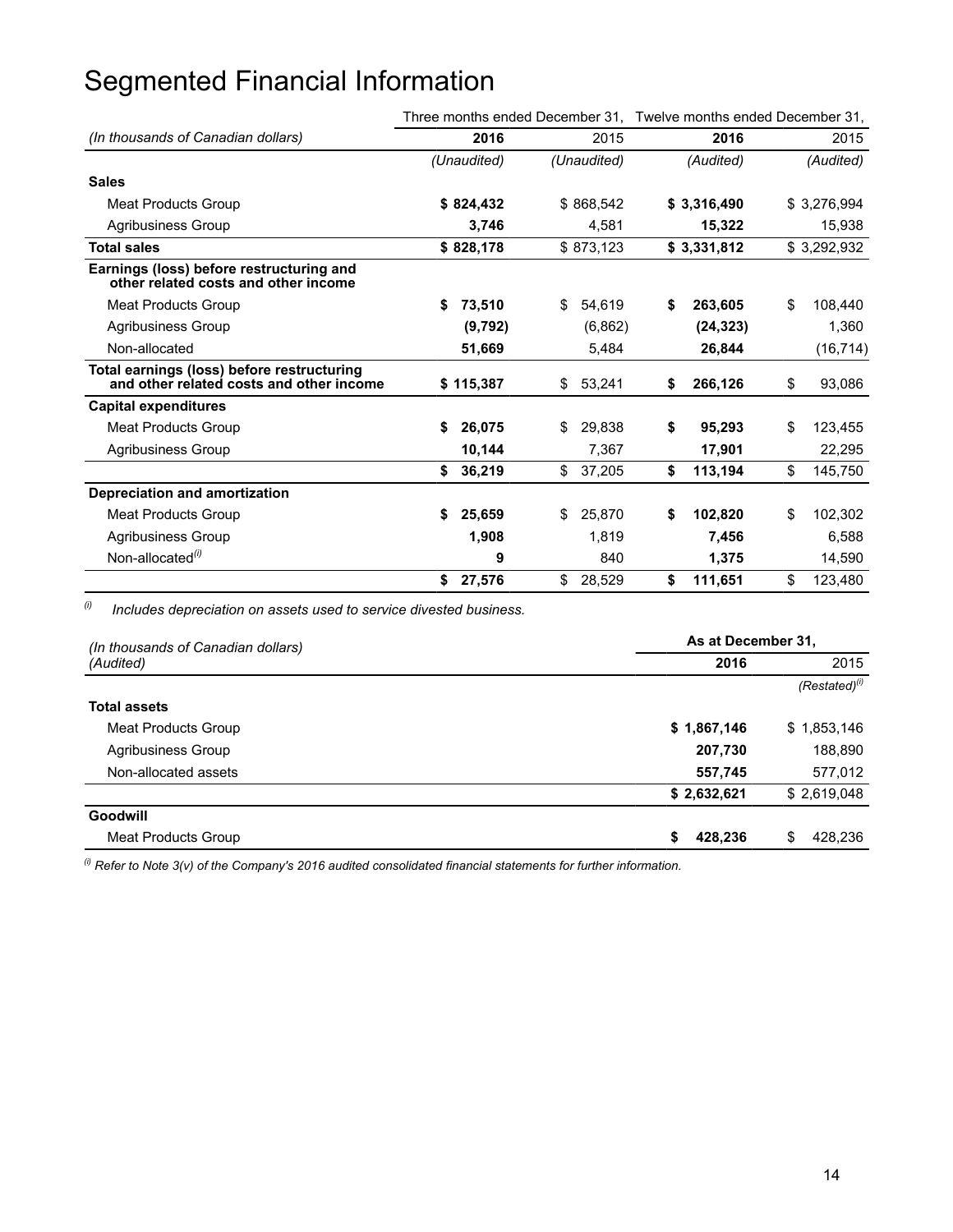# Segmented Financial Information

| (In thousands of Canadian dollars) | Three months ended December 31, 2016 | Three months ended December 31, 2015 | Twelve months ended December 31, 2016 | Twelve months ended December 31, 2015 |
|---|---|---|---|---|
| | (Unaudited) | (Unaudited) | (Audited) | (Audited) |
| **Sales** | | | | |
| Meat Products Group | **$ 824,432** | $ 868,542 | **$ 3,316,490** | $ 3,276,994 |
| Agribusiness Group | **3,746** | 4,581 | **15,322** | 15,938 |
| **Total sales** | **$ 828,178** | $ 873,123 | **$ 3,331,812** | $ 3,292,932 |
| **Earnings (loss) before restructuring and other related costs and other income** | | | | |
| Meat Products Group | **$ 73,510** | $ 54,619 | **$ 263,605** | $ 108,440 |
| Agribusiness Group | **(9,792)** | (6,862) | **(24,323)** | 1,360 |
| Non-allocated | **51,669** | 5,484 | **26,844** | (16,714) |
| **Total earnings (loss) before restructuring and other related costs and other income** | **$ 115,387** | $ 53,241 | **$ 266,126** | $ 93,086 |
| **Capital expenditures** | | | | |
| Meat Products Group | **$ 26,075** | $ 29,838 | **$ 95,293** | $ 123,455 |
| Agribusiness Group | **10,144** | 7,367 | **17,901** | 22,295 |
| | **$ 36,219** | $ 37,205 | **$ 113,194** | $ 145,750 |
| **Depreciation and amortization** | | | | |
| Meat Products Group | **$ 25,659** | $ 25,870 | **$ 102,820** | $ 102,302 |
| Agribusiness Group | **1,908** | 1,819 | **7,456** | 6,588 |
| Non-allocated[(i)] | **9** | 840 | **1,375** | 14,590 |
| | **$ 27,576** | $ 28,529 | **$ 111,651** | $ 123,480 |

[(i)] *Includes depreciation on assets used to service divested business.*

| (In thousands of Canadian dollars) (Audited) | As at December 31, 2016 | As at December 31, 2015 |
|---|---|---|
| | | (Restated)[(i)] |
| **Total assets** | | |
| Meat Products Group | **$ 1,867,146** | $ 1,853,146 |
| Agribusiness Group | **207,730** | 188,890 |
| Non-allocated assets | **557,745** | 577,012 |
| | **$ 2,632,621** | $ 2,619,048 |
| **Goodwill** | | |
| Meat Products Group | **$ 428,236** | $ 428,236 |

[(i)] *Refer to Note 3(v) of the Company's 2016 audited consolidated financial statements for further information.*